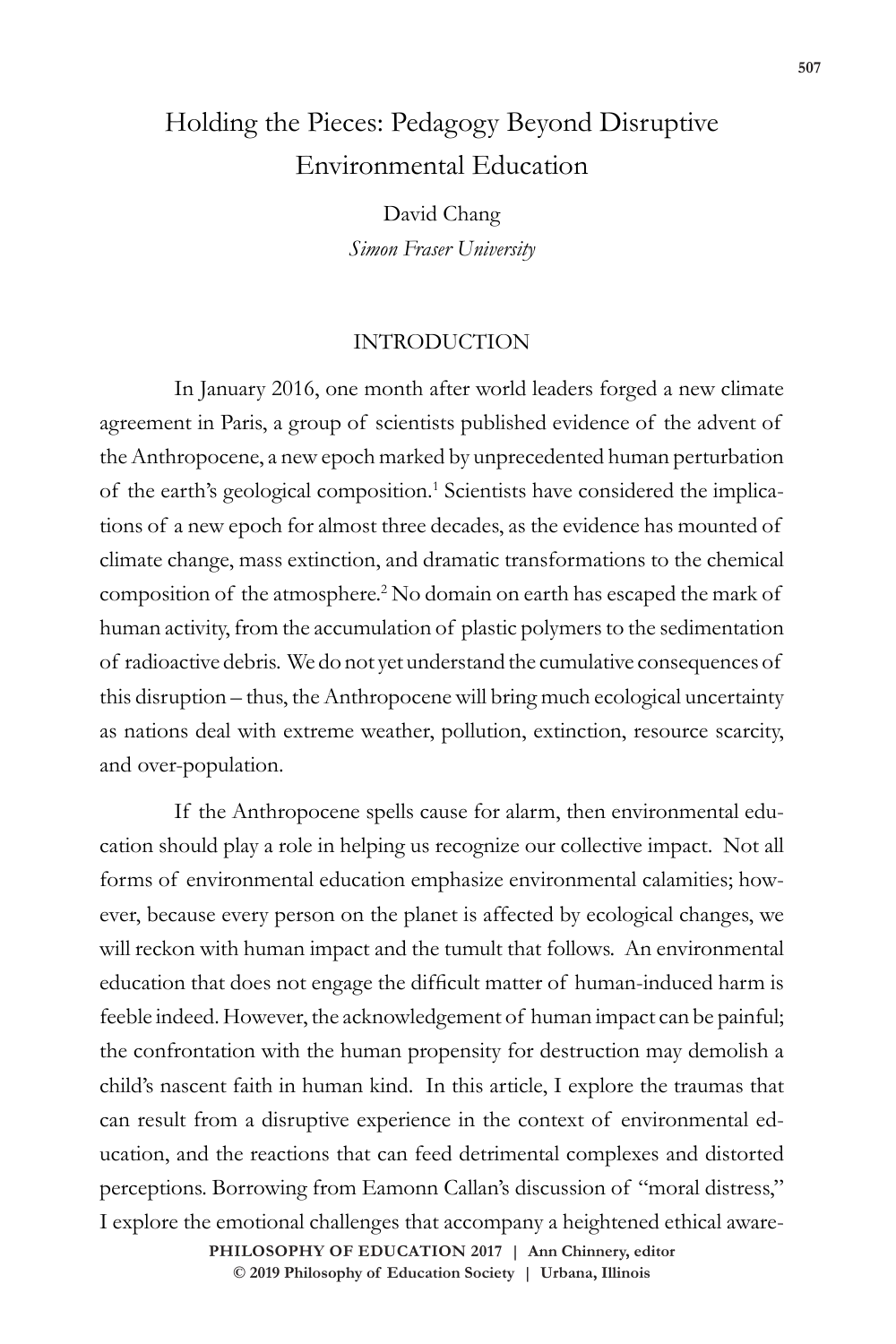# Holding the Pieces: Pedagogy Beyond Disruptive Environmental Education

David Chang
*Simon Fraser University*

## INTRODUCTION

In January 2016, one month after world leaders forged a new climate agreement in Paris, a group of scientists published evidence of the advent of the Anthropocene, a new epoch marked by unprecedented human perturbation of the earth's geological composition.[1] Scientists have considered the implications of a new epoch for almost three decades, as the evidence has mounted of climate change, mass extinction, and dramatic transformations to the chemical composition of the atmosphere.[2] No domain on earth has escaped the mark of human activity, from the accumulation of plastic polymers to the sedimentation of radioactive debris. We do not yet understand the cumulative consequences of this disruption – thus, the Anthropocene will bring much ecological uncertainty as nations deal with extreme weather, pollution, extinction, resource scarcity, and over-population.

If the Anthropocene spells cause for alarm, then environmental education should play a role in helping us recognize our collective impact. Not all forms of environmental education emphasize environmental calamities; however, because every person on the planet is affected by ecological changes, we will reckon with human impact and the tumult that follows. An environmental education that does not engage the difficult matter of human-induced harm is feeble indeed. However, the acknowledgement of human impact can be painful; the confrontation with the human propensity for destruction may demolish a child's nascent faith in human kind. In this article, I explore the traumas that can result from a disruptive experience in the context of environmental education, and the reactions that can feed detrimental complexes and distorted perceptions. Borrowing from Eamonn Callan's discussion of "moral distress," I explore the emotional challenges that accompany a heightened ethical aware-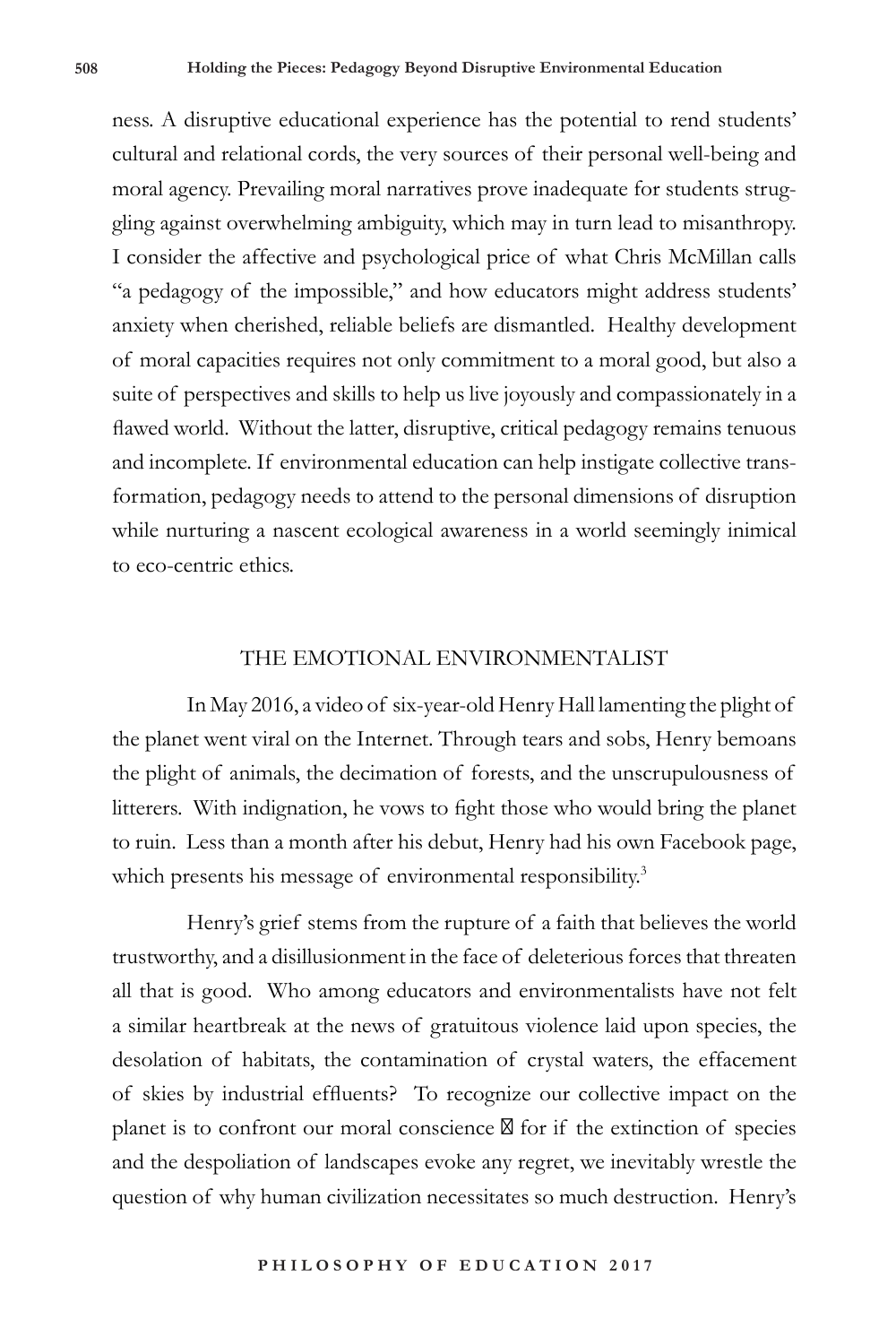ness. A disruptive educational experience has the potential to rend students' cultural and relational cords, the very sources of their personal well-being and moral agency. Prevailing moral narratives prove inadequate for students struggling against overwhelming ambiguity, which may in turn lead to misanthropy. I consider the affective and psychological price of what Chris McMillan calls "a pedagogy of the impossible," and how educators might address students' anxiety when cherished, reliable beliefs are dismantled. Healthy development of moral capacities requires not only commitment to a moral good, but also a suite of perspectives and skills to help us live joyously and compassionately in a flawed world. Without the latter, disruptive, critical pedagogy remains tenuous and incomplete. If environmental education can help instigate collective transformation, pedagogy needs to attend to the personal dimensions of disruption while nurturing a nascent ecological awareness in a world seemingly inimical to eco-centric ethics.

## THE EMOTIONAL ENVIRONMENTALIST

In May 2016, a video of six-year-old Henry Hall lamenting the plight of the planet went viral on the Internet. Through tears and sobs, Henry bemoans the plight of animals, the decimation of forests, and the unscrupulousness of litterers. With indignation, he vows to fight those who would bring the planet to ruin. Less than a month after his debut, Henry had his own Facebook page, which presents his message of environmental responsibility.[3]

Henry's grief stems from the rupture of a faith that believes the world trustworthy, and a disillusionment in the face of deleterious forces that threaten all that is good. Who among educators and environmentalists have not felt a similar heartbreak at the news of gratuitous violence laid upon species, the desolation of habitats, the contamination of crystal waters, the effacement of skies by industrial effluents? To recognize our collective impact on the planet is to confront our moral conscience — for if the extinction of species and the despoliation of landscapes evoke any regret, we inevitably wrestle the question of why human civilization necessitates so much destruction. Henry's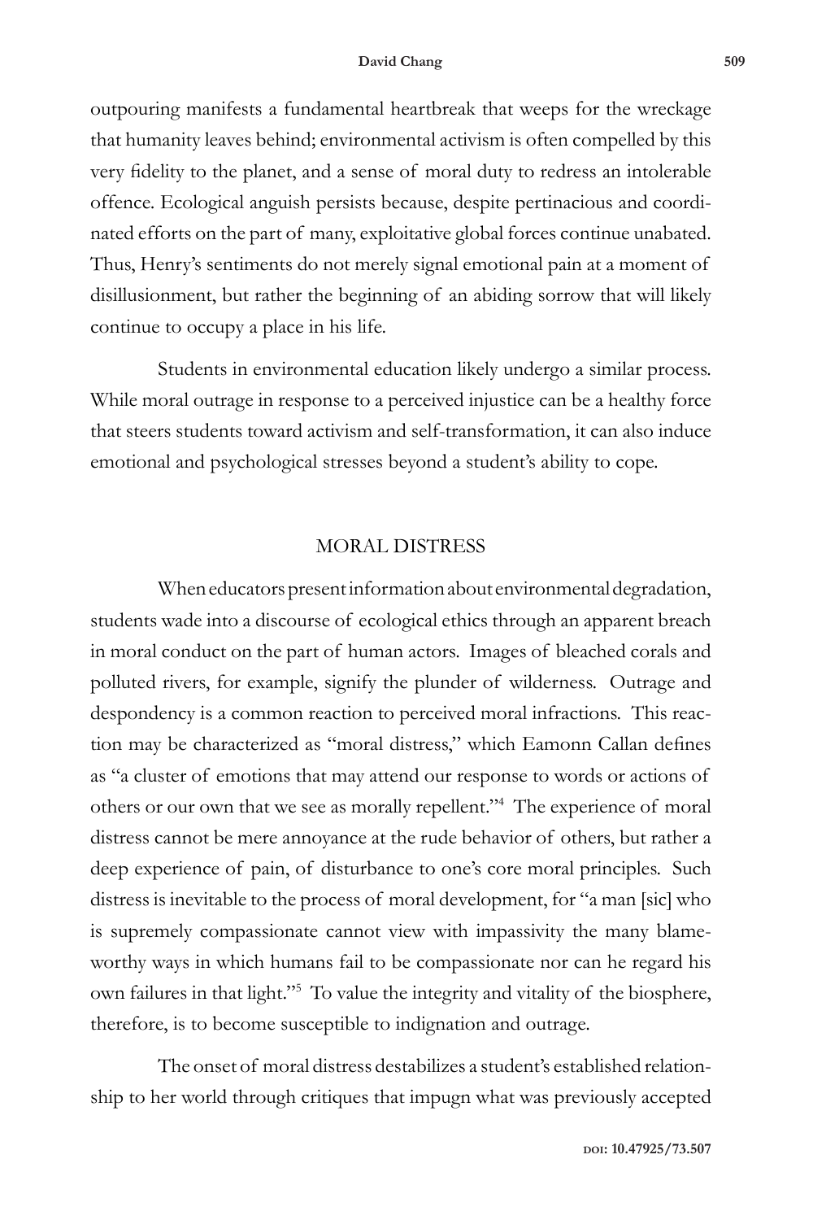outpouring manifests a fundamental heartbreak that weeps for the wreckage that humanity leaves behind; environmental activism is often compelled by this very fidelity to the planet, and a sense of moral duty to redress an intolerable offence. Ecological anguish persists because, despite pertinacious and coordinated efforts on the part of many, exploitative global forces continue unabated. Thus, Henry's sentiments do not merely signal emotional pain at a moment of disillusionment, but rather the beginning of an abiding sorrow that will likely continue to occupy a place in his life.

Students in environmental education likely undergo a similar process. While moral outrage in response to a perceived injustice can be a healthy force that steers students toward activism and self-transformation, it can also induce emotional and psychological stresses beyond a student's ability to cope.

## MORAL DISTRESS

When educators present information about environmental degradation, students wade into a discourse of ecological ethics through an apparent breach in moral conduct on the part of human actors. Images of bleached corals and polluted rivers, for example, signify the plunder of wilderness. Outrage and despondency is a common reaction to perceived moral infractions. This reaction may be characterized as "moral distress," which Eamonn Callan defines as "a cluster of emotions that may attend our response to words or actions of others or our own that we see as morally repellent."[4] The experience of moral distress cannot be mere annoyance at the rude behavior of others, but rather a deep experience of pain, of disturbance to one's core moral principles. Such distress is inevitable to the process of moral development, for "a man [sic] who is supremely compassionate cannot view with impassivity the many blameworthy ways in which humans fail to be compassionate nor can he regard his own failures in that light."[5] To value the integrity and vitality of the biosphere, therefore, is to become susceptible to indignation and outrage.

The onset of moral distress destabilizes a student's established relationship to her world through critiques that impugn what was previously accepted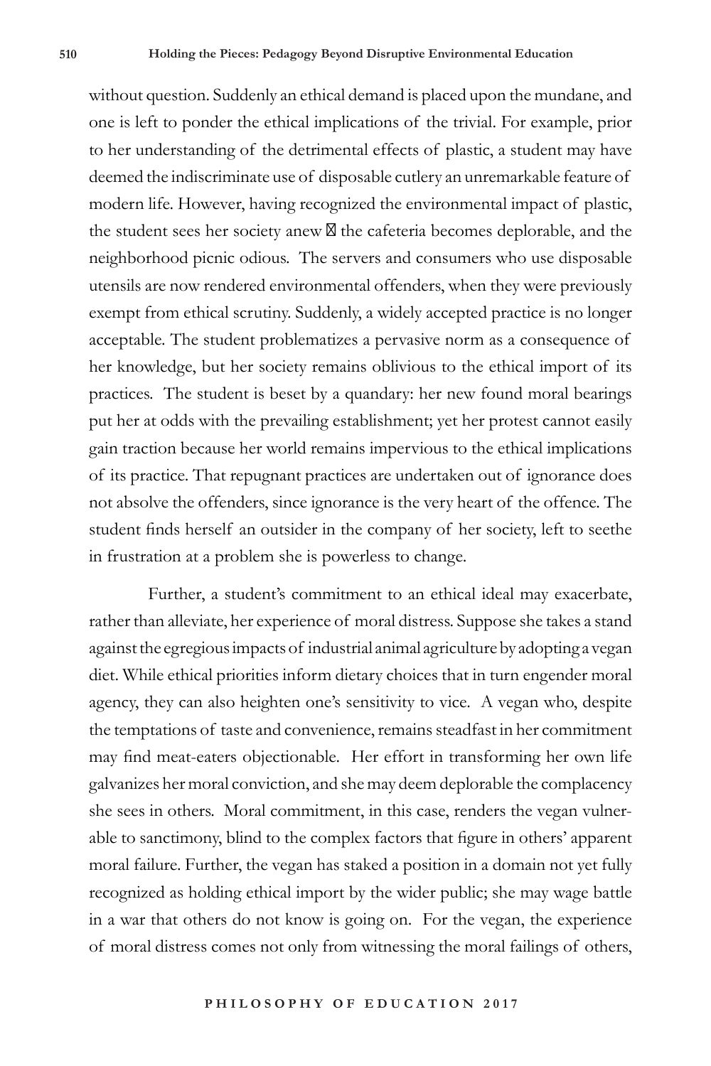without question. Suddenly an ethical demand is placed upon the mundane, and one is left to ponder the ethical implications of the trivial. For example, prior to her understanding of the detrimental effects of plastic, a student may have deemed the indiscriminate use of disposable cutlery an unremarkable feature of modern life. However, having recognized the environmental impact of plastic, the student sees her society anew  the cafeteria becomes deplorable, and the neighborhood picnic odious. The servers and consumers who use disposable utensils are now rendered environmental offenders, when they were previously exempt from ethical scrutiny. Suddenly, a widely accepted practice is no longer acceptable. The student problematizes a pervasive norm as a consequence of her knowledge, but her society remains oblivious to the ethical import of its practices. The student is beset by a quandary: her new found moral bearings put her at odds with the prevailing establishment; yet her protest cannot easily gain traction because her world remains impervious to the ethical implications of its practice. That repugnant practices are undertaken out of ignorance does not absolve the offenders, since ignorance is the very heart of the offence. The student finds herself an outsider in the company of her society, left to seethe in frustration at a problem she is powerless to change.

Further, a student's commitment to an ethical ideal may exacerbate, rather than alleviate, her experience of moral distress. Suppose she takes a stand against the egregious impacts of industrial animal agriculture by adopting a vegan diet. While ethical priorities inform dietary choices that in turn engender moral agency, they can also heighten one's sensitivity to vice. A vegan who, despite the temptations of taste and convenience, remains steadfast in her commitment may find meat-eaters objectionable. Her effort in transforming her own life galvanizes her moral conviction, and she may deem deplorable the complacency she sees in others. Moral commitment, in this case, renders the vegan vulnerable to sanctimony, blind to the complex factors that figure in others' apparent moral failure. Further, the vegan has staked a position in a domain not yet fully recognized as holding ethical import by the wider public; she may wage battle in a war that others do not know is going on. For the vegan, the experience of moral distress comes not only from witnessing the moral failings of others,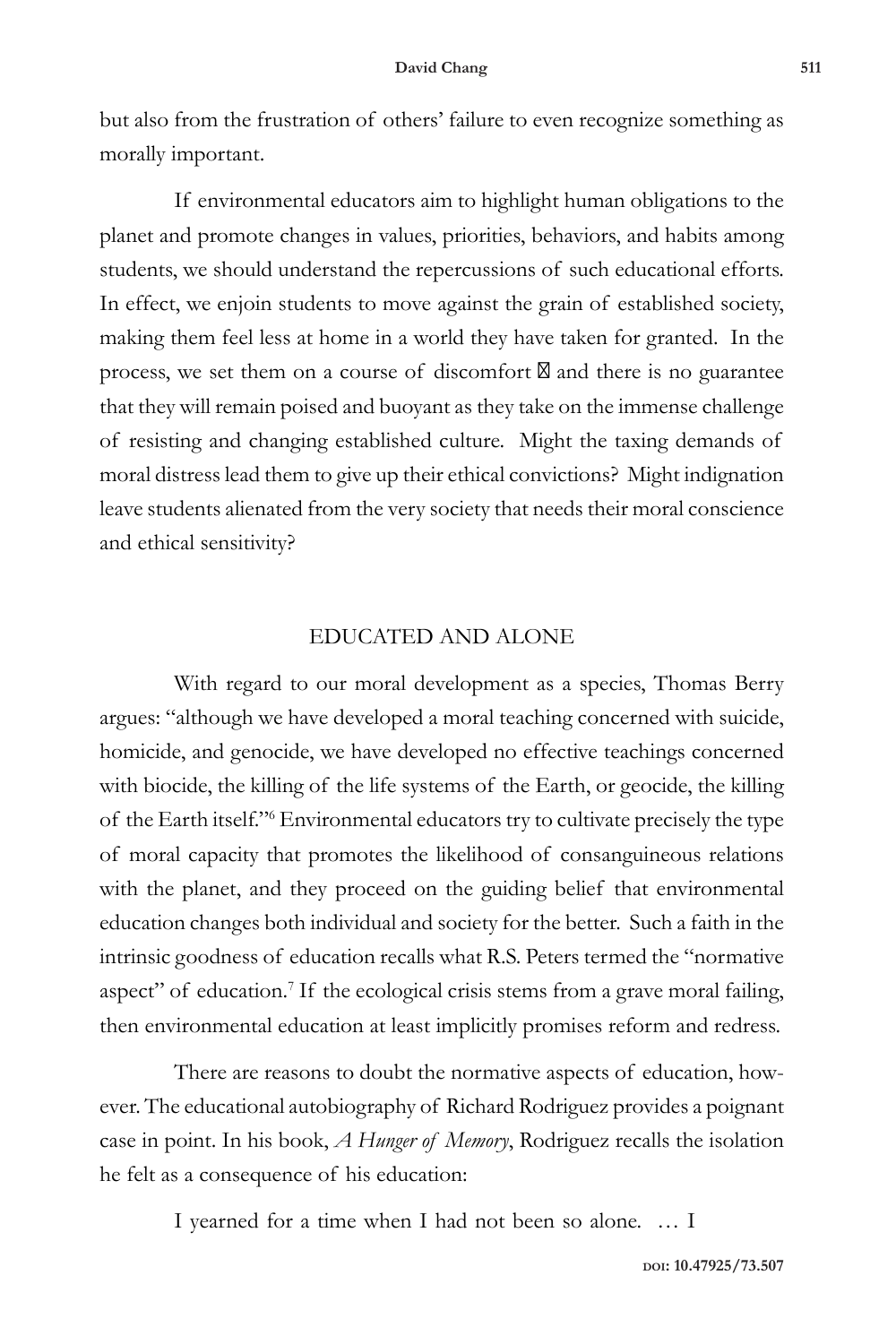but also from the frustration of others' failure to even recognize something as morally important.

If environmental educators aim to highlight human obligations to the planet and promote changes in values, priorities, behaviors, and habits among students, we should understand the repercussions of such educational efforts. In effect, we enjoin students to move against the grain of established society, making them feel less at home in a world they have taken for granted. In the process, we set them on a course of discomfort — and there is no guarantee that they will remain poised and buoyant as they take on the immense challenge of resisting and changing established culture. Might the taxing demands of moral distress lead them to give up their ethical convictions? Might indignation leave students alienated from the very society that needs their moral conscience and ethical sensitivity?

## EDUCATED AND ALONE

With regard to our moral development as a species, Thomas Berry argues: "although we have developed a moral teaching concerned with suicide, homicide, and genocide, we have developed no effective teachings concerned with biocide, the killing of the life systems of the Earth, or geocide, the killing of the Earth itself."[6] Environmental educators try to cultivate precisely the type of moral capacity that promotes the likelihood of consanguineous relations with the planet, and they proceed on the guiding belief that environmental education changes both individual and society for the better. Such a faith in the intrinsic goodness of education recalls what R.S. Peters termed the "normative aspect" of education.[7] If the ecological crisis stems from a grave moral failing, then environmental education at least implicitly promises reform and redress.

There are reasons to doubt the normative aspects of education, however. The educational autobiography of Richard Rodriguez provides a poignant case in point. In his book, *A Hunger of Memory*, Rodriguez recalls the isolation he felt as a consequence of his education:

> I yearned for a time when I had not been so alone. … I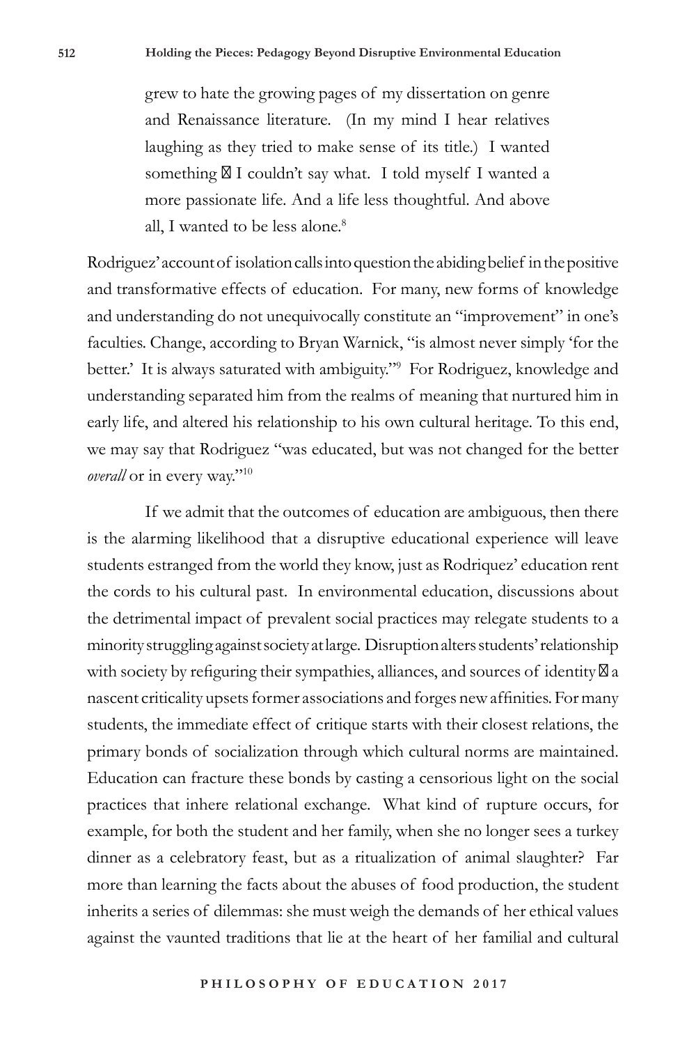> grew to hate the growing pages of my dissertation on genre and Renaissance literature. (In my mind I hear relatives laughing as they tried to make sense of its title.) I wanted something  I couldn't say what. I told myself I wanted a more passionate life. And a life less thoughtful. And above all, I wanted to be less alone.[8]

Rodriguez' account of isolation calls into question the abiding belief in the positive and transformative effects of education. For many, new forms of knowledge and understanding do not unequivocally constitute an "improvement" in one's faculties. Change, according to Bryan Warnick, "is almost never simply 'for the better.' It is always saturated with ambiguity."[9] For Rodriguez, knowledge and understanding separated him from the realms of meaning that nurtured him in early life, and altered his relationship to his own cultural heritage. To this end, we may say that Rodriguez "was educated, but was not changed for the better *overall* or in every way."[10]

If we admit that the outcomes of education are ambiguous, then there is the alarming likelihood that a disruptive educational experience will leave students estranged from the world they know, just as Rodriquez' education rent the cords to his cultural past. In environmental education, discussions about the detrimental impact of prevalent social practices may relegate students to a minority struggling against society at large. Disruption alters students' relationship with society by refiguring their sympathies, alliances, and sources of identity  a nascent criticality upsets former associations and forges new affinities. For many students, the immediate effect of critique starts with their closest relations, the primary bonds of socialization through which cultural norms are maintained. Education can fracture these bonds by casting a censorious light on the social practices that inhere relational exchange. What kind of rupture occurs, for example, for both the student and her family, when she no longer sees a turkey dinner as a celebratory feast, but as a ritualization of animal slaughter? Far more than learning the facts about the abuses of food production, the student inherits a series of dilemmas: she must weigh the demands of her ethical values against the vaunted traditions that lie at the heart of her familial and cultural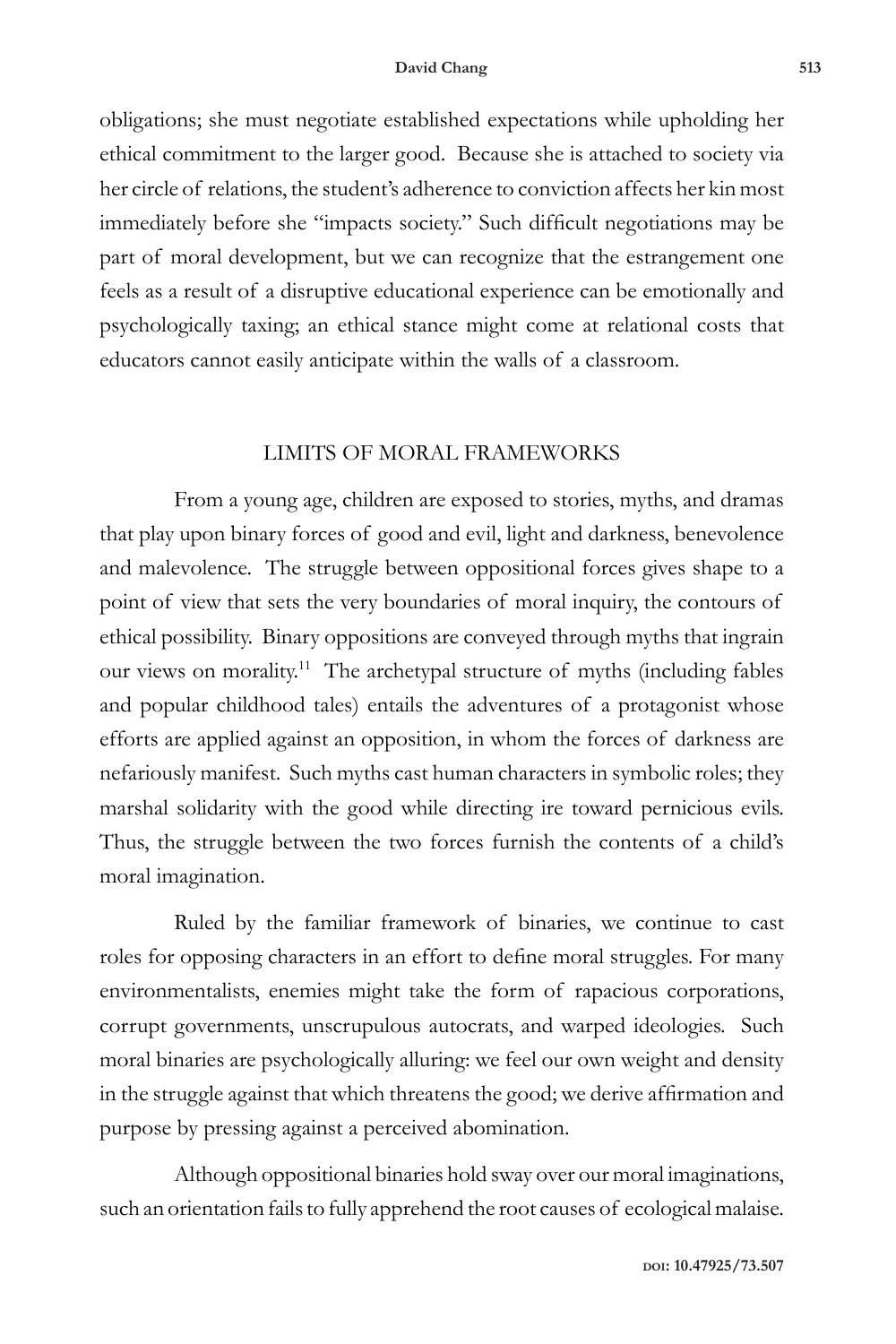obligations; she must negotiate established expectations while upholding her ethical commitment to the larger good. Because she is attached to society via her circle of relations, the student's adherence to conviction affects her kin most immediately before she "impacts society." Such difficult negotiations may be part of moral development, but we can recognize that the estrangement one feels as a result of a disruptive educational experience can be emotionally and psychologically taxing; an ethical stance might come at relational costs that educators cannot easily anticipate within the walls of a classroom.

## LIMITS OF MORAL FRAMEWORKS

From a young age, children are exposed to stories, myths, and dramas that play upon binary forces of good and evil, light and darkness, benevolence and malevolence. The struggle between oppositional forces gives shape to a point of view that sets the very boundaries of moral inquiry, the contours of ethical possibility. Binary oppositions are conveyed through myths that ingrain our views on morality.[11] The archetypal structure of myths (including fables and popular childhood tales) entails the adventures of a protagonist whose efforts are applied against an opposition, in whom the forces of darkness are nefariously manifest. Such myths cast human characters in symbolic roles; they marshal solidarity with the good while directing ire toward pernicious evils. Thus, the struggle between the two forces furnish the contents of a child's moral imagination.

Ruled by the familiar framework of binaries, we continue to cast roles for opposing characters in an effort to define moral struggles. For many environmentalists, enemies might take the form of rapacious corporations, corrupt governments, unscrupulous autocrats, and warped ideologies. Such moral binaries are psychologically alluring: we feel our own weight and density in the struggle against that which threatens the good; we derive affirmation and purpose by pressing against a perceived abomination.

Although oppositional binaries hold sway over our moral imaginations, such an orientation fails to fully apprehend the root causes of ecological malaise.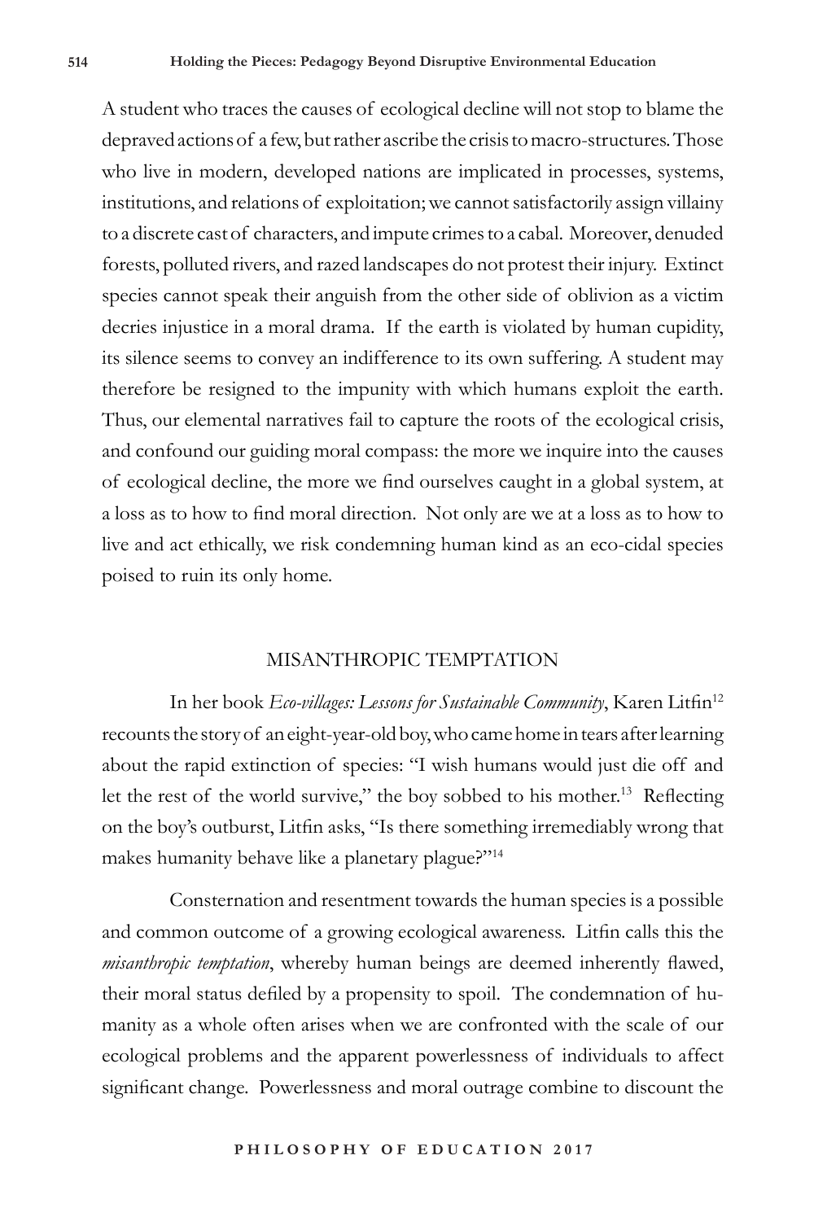A student who traces the causes of ecological decline will not stop to blame the depraved actions of a few, but rather ascribe the crisis to macro-structures. Those who live in modern, developed nations are implicated in processes, systems, institutions, and relations of exploitation; we cannot satisfactorily assign villainy to a discrete cast of characters, and impute crimes to a cabal. Moreover, denuded forests, polluted rivers, and razed landscapes do not protest their injury. Extinct species cannot speak their anguish from the other side of oblivion as a victim decries injustice in a moral drama. If the earth is violated by human cupidity, its silence seems to convey an indifference to its own suffering. A student may therefore be resigned to the impunity with which humans exploit the earth. Thus, our elemental narratives fail to capture the roots of the ecological crisis, and confound our guiding moral compass: the more we inquire into the causes of ecological decline, the more we find ourselves caught in a global system, at a loss as to how to find moral direction. Not only are we at a loss as to how to live and act ethically, we risk condemning human kind as an eco-cidal species poised to ruin its only home.

## MISANTHROPIC TEMPTATION

In her book *Eco-villages: Lessons for Sustainable Community*, Karen Litfin[12] recounts the story of an eight-year-old boy, who came home in tears after learning about the rapid extinction of species: "I wish humans would just die off and let the rest of the world survive," the boy sobbed to his mother.[13] Reflecting on the boy's outburst, Litfin asks, "Is there something irremediably wrong that makes humanity behave like a planetary plague?"[14]

Consternation and resentment towards the human species is a possible and common outcome of a growing ecological awareness. Litfin calls this the *misanthropic temptation*, whereby human beings are deemed inherently flawed, their moral status defiled by a propensity to spoil. The condemnation of humanity as a whole often arises when we are confronted with the scale of our ecological problems and the apparent powerlessness of individuals to affect significant change. Powerlessness and moral outrage combine to discount the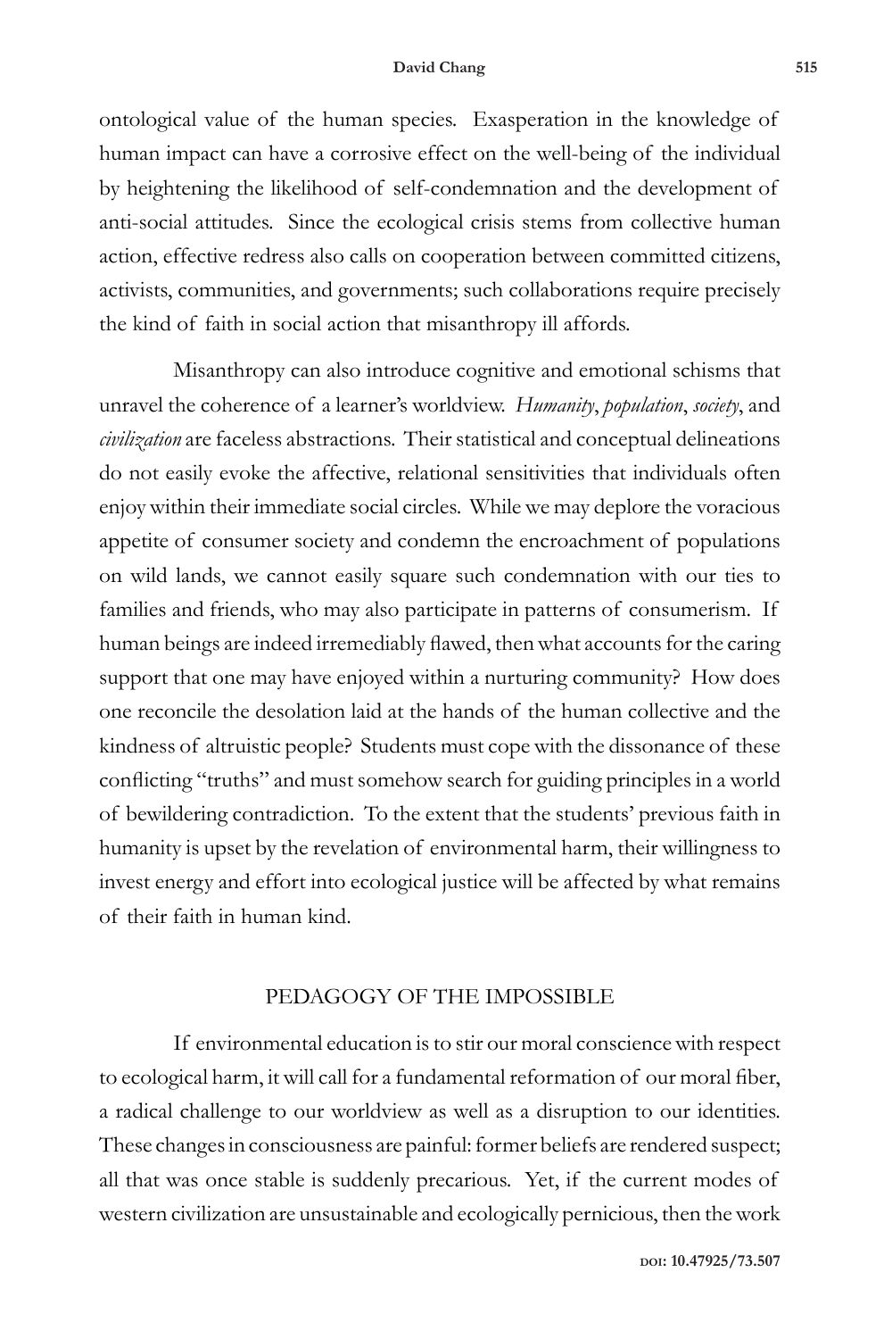ontological value of the human species. Exasperation in the knowledge of human impact can have a corrosive effect on the well-being of the individual by heightening the likelihood of self-condemnation and the development of anti-social attitudes. Since the ecological crisis stems from collective human action, effective redress also calls on cooperation between committed citizens, activists, communities, and governments; such collaborations require precisely the kind of faith in social action that misanthropy ill affords.

Misanthropy can also introduce cognitive and emotional schisms that unravel the coherence of a learner's worldview. *Humanity*, *population*, *society*, and *civilization* are faceless abstractions. Their statistical and conceptual delineations do not easily evoke the affective, relational sensitivities that individuals often enjoy within their immediate social circles. While we may deplore the voracious appetite of consumer society and condemn the encroachment of populations on wild lands, we cannot easily square such condemnation with our ties to families and friends, who may also participate in patterns of consumerism. If human beings are indeed irremediably flawed, then what accounts for the caring support that one may have enjoyed within a nurturing community? How does one reconcile the desolation laid at the hands of the human collective and the kindness of altruistic people? Students must cope with the dissonance of these conflicting "truths" and must somehow search for guiding principles in a world of bewildering contradiction. To the extent that the students' previous faith in humanity is upset by the revelation of environmental harm, their willingness to invest energy and effort into ecological justice will be affected by what remains of their faith in human kind.

## PEDAGOGY OF THE IMPOSSIBLE

If environmental education is to stir our moral conscience with respect to ecological harm, it will call for a fundamental reformation of our moral fiber, a radical challenge to our worldview as well as a disruption to our identities. These changes in consciousness are painful: former beliefs are rendered suspect; all that was once stable is suddenly precarious. Yet, if the current modes of western civilization are unsustainable and ecologically pernicious, then the work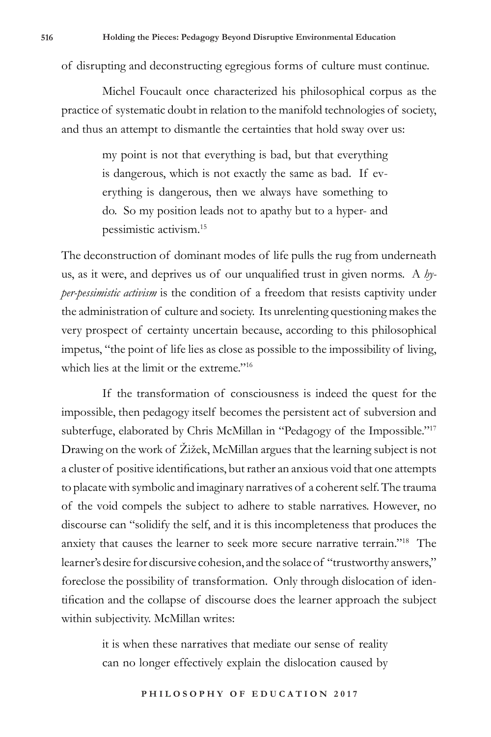of disrupting and deconstructing egregious forms of culture must continue.

Michel Foucault once characterized his philosophical corpus as the practice of systematic doubt in relation to the manifold technologies of society, and thus an attempt to dismantle the certainties that hold sway over us:

> my point is not that everything is bad, but that everything is dangerous, which is not exactly the same as bad. If everything is dangerous, then we always have something to do. So my position leads not to apathy but to a hyper- and pessimistic activism.[15]

The deconstruction of dominant modes of life pulls the rug from underneath us, as it were, and deprives us of our unqualified trust in given norms. A *hyper-pessimistic activism* is the condition of a freedom that resists captivity under the administration of culture and society. Its unrelenting questioning makes the very prospect of certainty uncertain because, according to this philosophical impetus, "the point of life lies as close as possible to the impossibility of living, which lies at the limit or the extreme."[16]

If the transformation of consciousness is indeed the quest for the impossible, then pedagogy itself becomes the persistent act of subversion and subterfuge, elaborated by Chris McMillan in "Pedagogy of the Impossible."[17] Drawing on the work of Žižek, McMillan argues that the learning subject is not a cluster of positive identifications, but rather an anxious void that one attempts to placate with symbolic and imaginary narratives of a coherent self. The trauma of the void compels the subject to adhere to stable narratives. However, no discourse can "solidify the self, and it is this incompleteness that produces the anxiety that causes the learner to seek more secure narrative terrain."[18] The learner's desire for discursive cohesion, and the solace of "trustworthy answers," foreclose the possibility of transformation. Only through dislocation of identification and the collapse of discourse does the learner approach the subject within subjectivity. McMillan writes:

> it is when these narratives that mediate our sense of reality can no longer effectively explain the dislocation caused by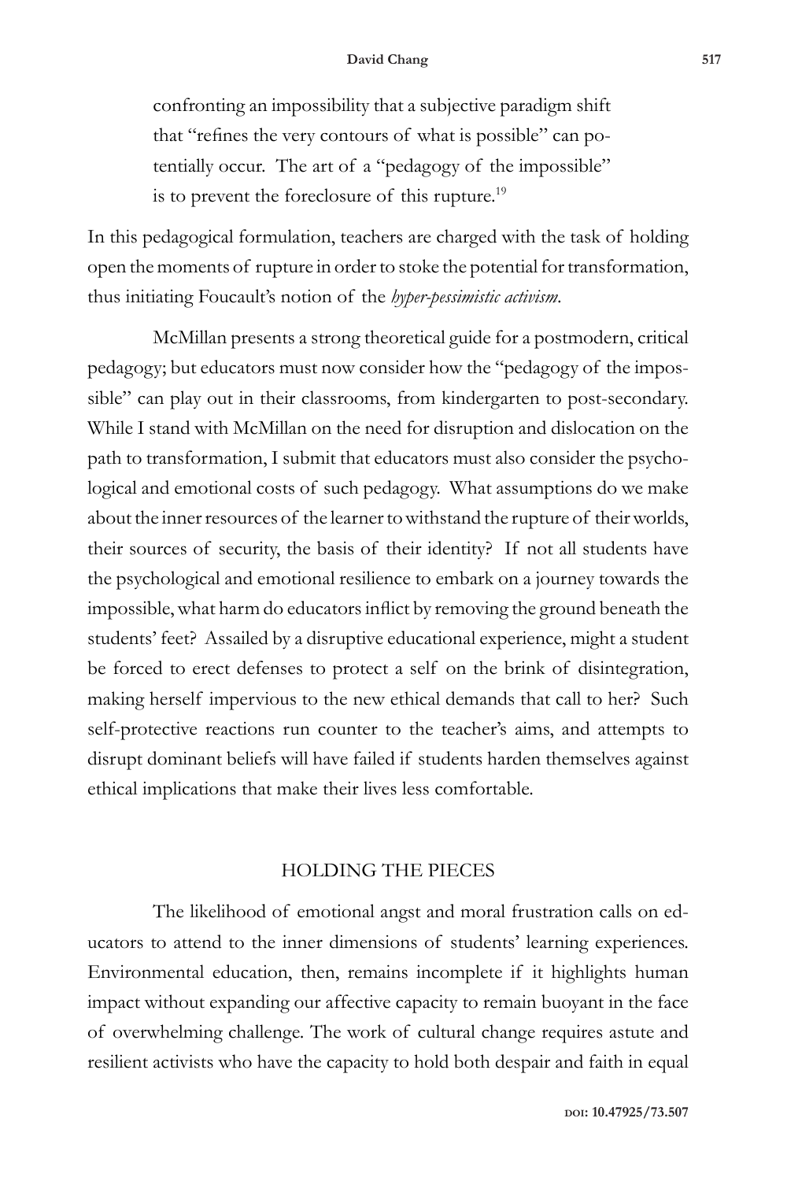> confronting an impossibility that a subjective paradigm shift that "refines the very contours of what is possible" can potentially occur. The art of a "pedagogy of the impossible" is to prevent the foreclosure of this rupture.[19]

In this pedagogical formulation, teachers are charged with the task of holding open the moments of rupture in order to stoke the potential for transformation, thus initiating Foucault's notion of the *hyper-pessimistic activism*.

McMillan presents a strong theoretical guide for a postmodern, critical pedagogy; but educators must now consider how the "pedagogy of the impossible" can play out in their classrooms, from kindergarten to post-secondary. While I stand with McMillan on the need for disruption and dislocation on the path to transformation, I submit that educators must also consider the psychological and emotional costs of such pedagogy. What assumptions do we make about the inner resources of the learner to withstand the rupture of their worlds, their sources of security, the basis of their identity? If not all students have the psychological and emotional resilience to embark on a journey towards the impossible, what harm do educators inflict by removing the ground beneath the students' feet? Assailed by a disruptive educational experience, might a student be forced to erect defenses to protect a self on the brink of disintegration, making herself impervious to the new ethical demands that call to her? Such self-protective reactions run counter to the teacher's aims, and attempts to disrupt dominant beliefs will have failed if students harden themselves against ethical implications that make their lives less comfortable.

## HOLDING THE PIECES

The likelihood of emotional angst and moral frustration calls on educators to attend to the inner dimensions of students' learning experiences. Environmental education, then, remains incomplete if it highlights human impact without expanding our affective capacity to remain buoyant in the face of overwhelming challenge. The work of cultural change requires astute and resilient activists who have the capacity to hold both despair and faith in equal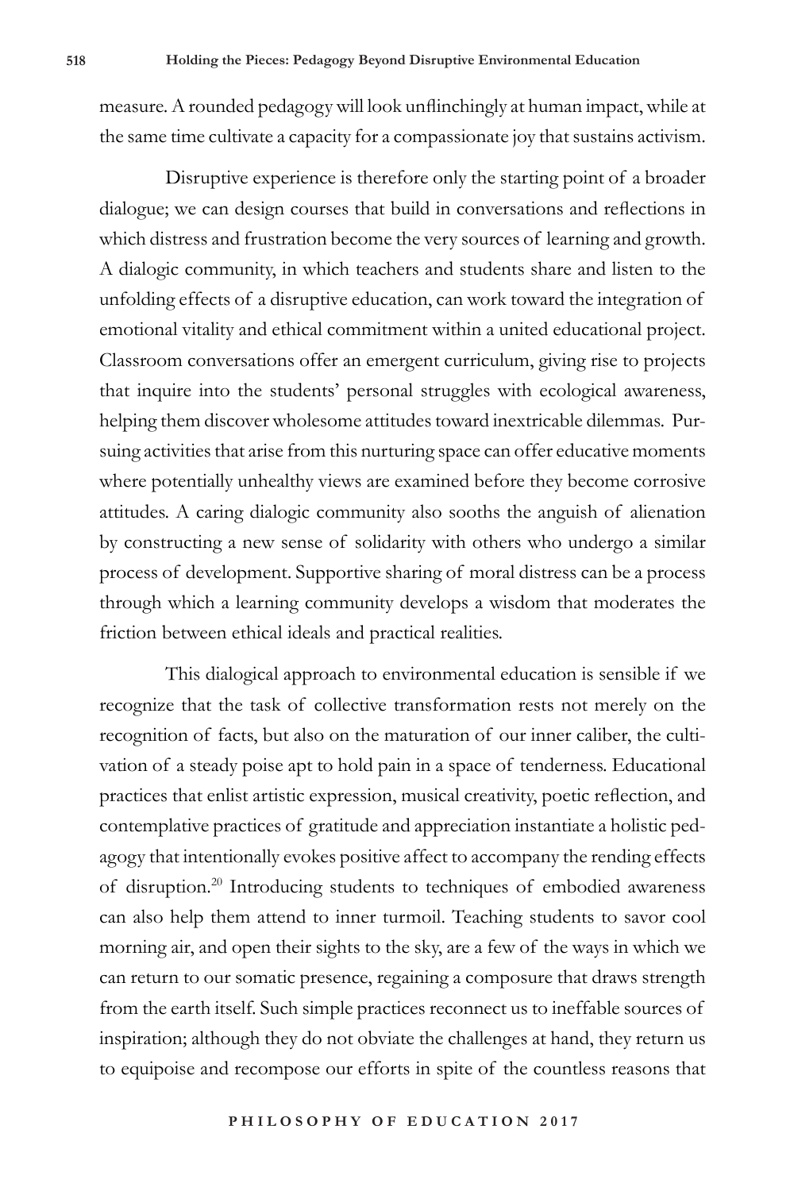measure. A rounded pedagogy will look unflinchingly at human impact, while at the same time cultivate a capacity for a compassionate joy that sustains activism.

Disruptive experience is therefore only the starting point of a broader dialogue; we can design courses that build in conversations and reflections in which distress and frustration become the very sources of learning and growth. A dialogic community, in which teachers and students share and listen to the unfolding effects of a disruptive education, can work toward the integration of emotional vitality and ethical commitment within a united educational project. Classroom conversations offer an emergent curriculum, giving rise to projects that inquire into the students' personal struggles with ecological awareness, helping them discover wholesome attitudes toward inextricable dilemmas. Pursuing activities that arise from this nurturing space can offer educative moments where potentially unhealthy views are examined before they become corrosive attitudes. A caring dialogic community also sooths the anguish of alienation by constructing a new sense of solidarity with others who undergo a similar process of development. Supportive sharing of moral distress can be a process through which a learning community develops a wisdom that moderates the friction between ethical ideals and practical realities.

This dialogical approach to environmental education is sensible if we recognize that the task of collective transformation rests not merely on the recognition of facts, but also on the maturation of our inner caliber, the cultivation of a steady poise apt to hold pain in a space of tenderness. Educational practices that enlist artistic expression, musical creativity, poetic reflection, and contemplative practices of gratitude and appreciation instantiate a holistic pedagogy that intentionally evokes positive affect to accompany the rending effects of disruption.[20] Introducing students to techniques of embodied awareness can also help them attend to inner turmoil. Teaching students to savor cool morning air, and open their sights to the sky, are a few of the ways in which we can return to our somatic presence, regaining a composure that draws strength from the earth itself. Such simple practices reconnect us to ineffable sources of inspiration; although they do not obviate the challenges at hand, they return us to equipoise and recompose our efforts in spite of the countless reasons that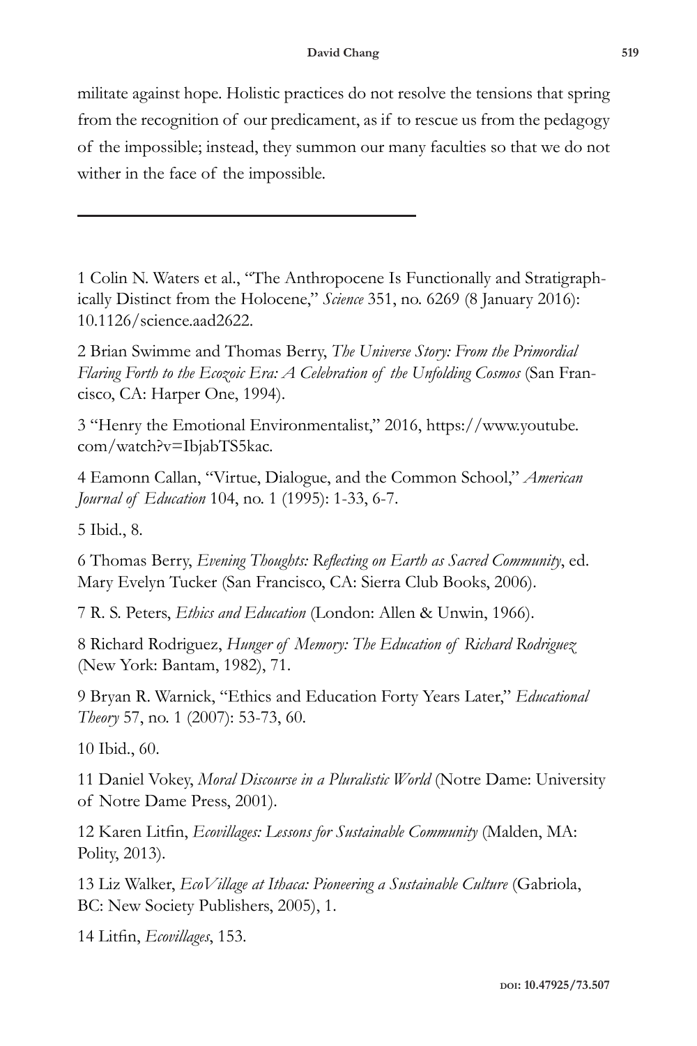militate against hope. Holistic practices do not resolve the tensions that spring from the recognition of our predicament, as if to rescue us from the pedagogy of the impossible; instead, they summon our many faculties so that we do not wither in the face of the impossible.

---

1 Colin N. Waters et al., "The Anthropocene Is Functionally and Stratigraphically Distinct from the Holocene," *Science* 351, no. 6269 (8 January 2016): 10.1126/science.aad2622.

2 Brian Swimme and Thomas Berry, *The Universe Story: From the Primordial Flaring Forth to the Ecozoic Era: A Celebration of the Unfolding Cosmos* (San Francisco, CA: Harper One, 1994).

3 "Henry the Emotional Environmentalist," 2016, https://www.youtube.com/watch?v=IbjabTS5kac.

4 Eamonn Callan, "Virtue, Dialogue, and the Common School," *American Journal of Education* 104, no. 1 (1995): 1-33, 6-7.

5 Ibid., 8.

6 Thomas Berry, *Evening Thoughts: Reflecting on Earth as Sacred Community*, ed. Mary Evelyn Tucker (San Francisco, CA: Sierra Club Books, 2006).

7 R. S. Peters, *Ethics and Education* (London: Allen & Unwin, 1966).

8 Richard Rodriguez, *Hunger of Memory: The Education of Richard Rodriguez* (New York: Bantam, 1982), 71.

9 Bryan R. Warnick, "Ethics and Education Forty Years Later," *Educational Theory* 57, no. 1 (2007): 53-73, 60.

10 Ibid., 60.

11 Daniel Vokey, *Moral Discourse in a Pluralistic World* (Notre Dame: University of Notre Dame Press, 2001).

12 Karen Litfin, *Ecovillages: Lessons for Sustainable Community* (Malden, MA: Polity, 2013).

13 Liz Walker, *EcoVillage at Ithaca: Pioneering a Sustainable Culture* (Gabriola, BC: New Society Publishers, 2005), 1.

14 Litfin, *Ecovillages*, 153.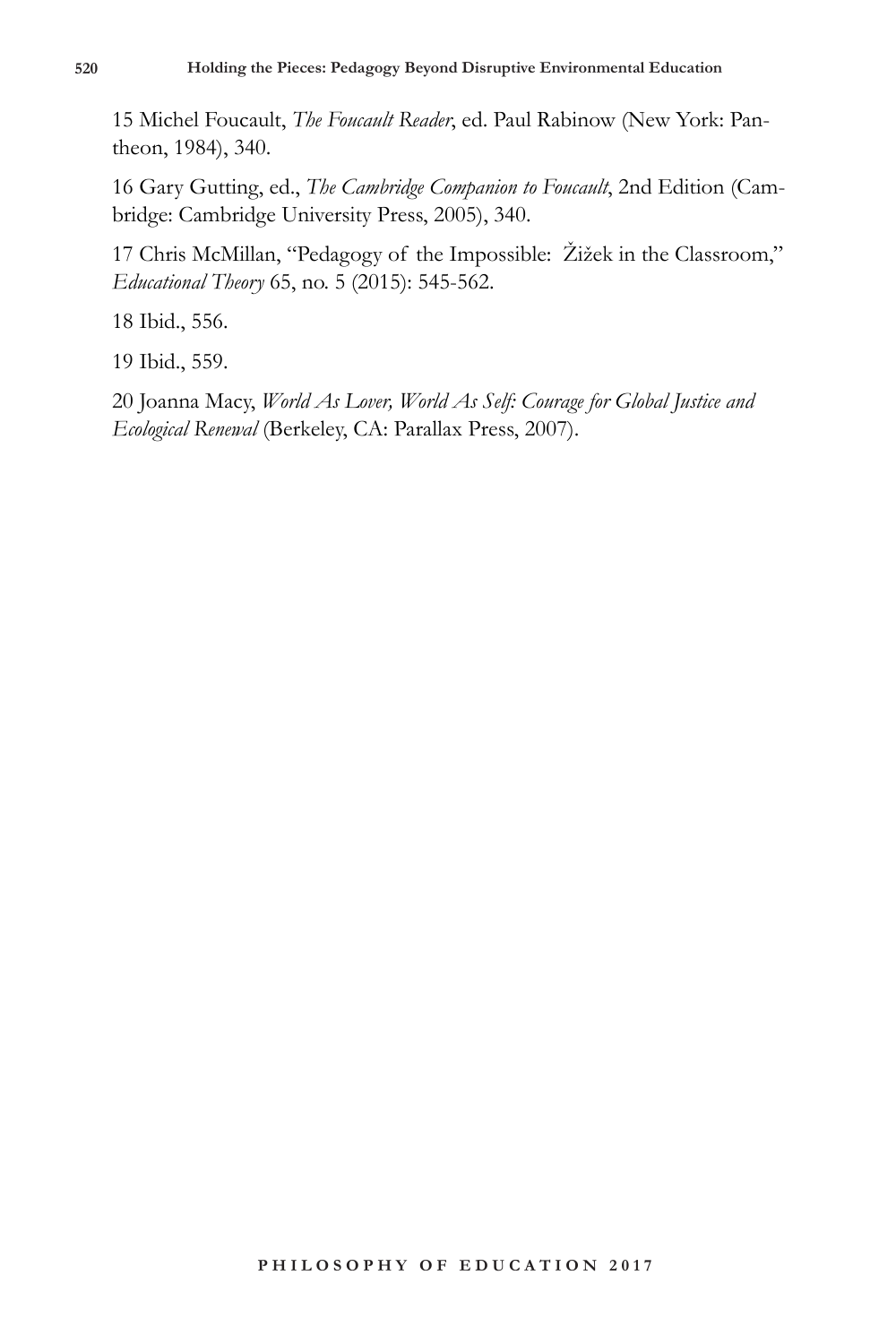15 Michel Foucault, *The Foucault Reader*, ed. Paul Rabinow (New York: Pantheon, 1984), 340.

16 Gary Gutting, ed., *The Cambridge Companion to Foucault*, 2nd Edition (Cambridge: Cambridge University Press, 2005), 340.

17 Chris McMillan, "Pedagogy of the Impossible: Žižek in the Classroom," *Educational Theory* 65, no. 5 (2015): 545-562.

18 Ibid., 556.

19 Ibid., 559.

20 Joanna Macy, *World As Lover, World As Self: Courage for Global Justice and Ecological Renewal* (Berkeley, CA: Parallax Press, 2007).